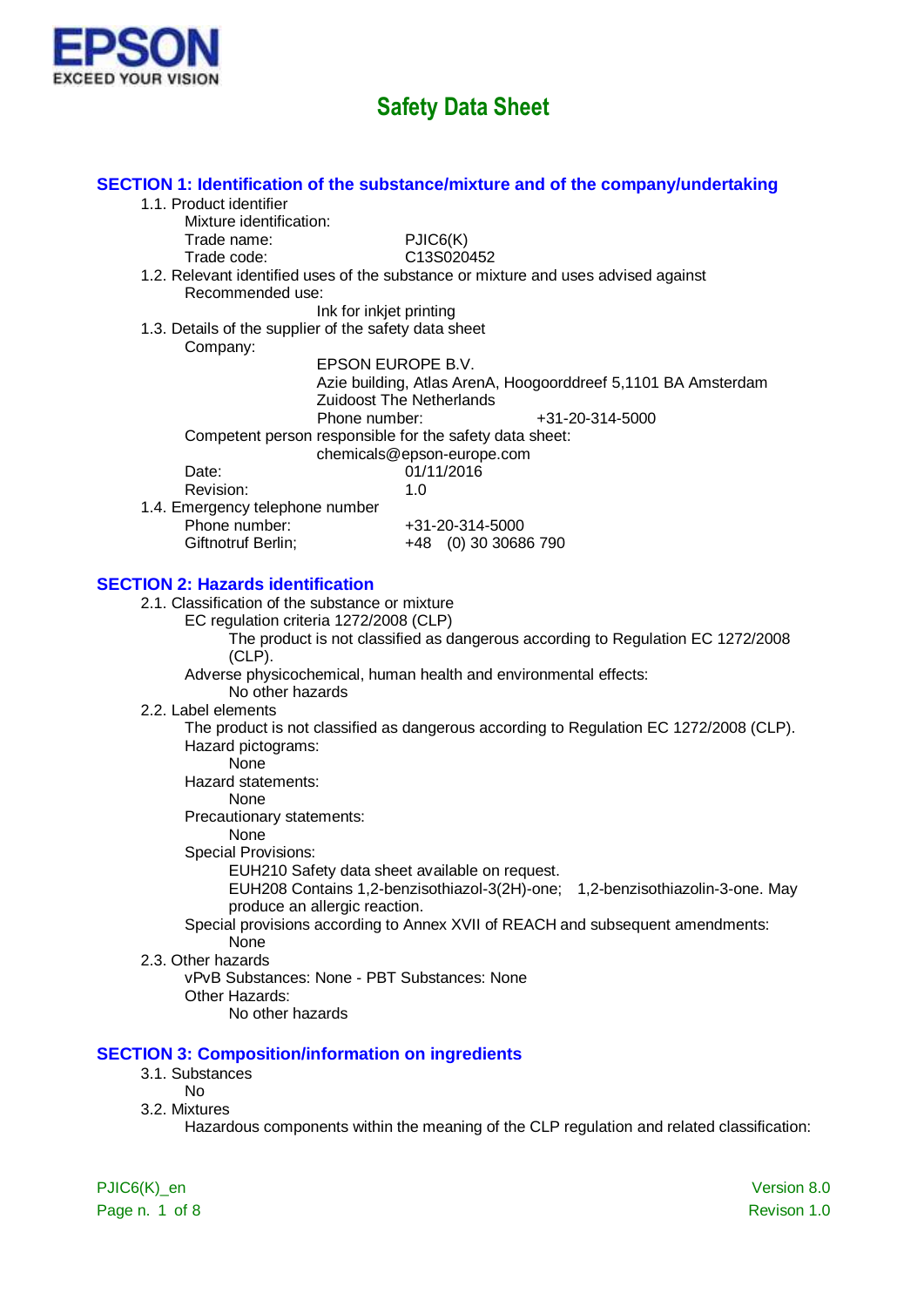EPSON
EXCEED YOUR VISION

# Safety Data Sheet

## SECTION 1: Identification of the substance/mixture and of the company/undertaking

1.1. Product identifier

Mixture identification:

Trade name: PJIC6(K)

Trade code: C13S020452

1.2. Relevant identified uses of the substance or mixture and uses advised against

Recommended use:

Ink for inkjet printing

1.3. Details of the supplier of the safety data sheet

Company:

EPSON EUROPE B.V.
Azie building, Atlas ArenA, Hoogoorddreef 5,1101 BA Amsterdam
Zuidoost The Netherlands
Phone number: +31-20-314-5000

Competent person responsible for the safety data sheet:

chemicals@epson-europe.com

Date: 01/11/2016

Revision: 1.0

1.4. Emergency telephone number

Phone number: +31-20-314-5000

Giftnotruf Berlin; +48 (0) 30 30686 790

## SECTION 2: Hazards identification

2.1. Classification of the substance or mixture

EC regulation criteria 1272/2008 (CLP)

The product is not classified as dangerous according to Regulation EC 1272/2008 (CLP).

Adverse physicochemical, human health and environmental effects:

No other hazards

2.2. Label elements

The product is not classified as dangerous according to Regulation EC 1272/2008 (CLP).

Hazard pictograms:

None

Hazard statements:

None

Precautionary statements:

None

Special Provisions:

EUH210 Safety data sheet available on request.
EUH208 Contains 1,2-benzisothiazol-3(2H)-one; 1,2-benzisothiazolin-3-one. May produce an allergic reaction.

Special provisions according to Annex XVII of REACH and subsequent amendments:

None

2.3. Other hazards

vPvB Substances: None - PBT Substances: None

Other Hazards:

No other hazards

## SECTION 3: Composition/information on ingredients

3.1. Substances

No

3.2. Mixtures

Hazardous components within the meaning of the CLP regulation and related classification: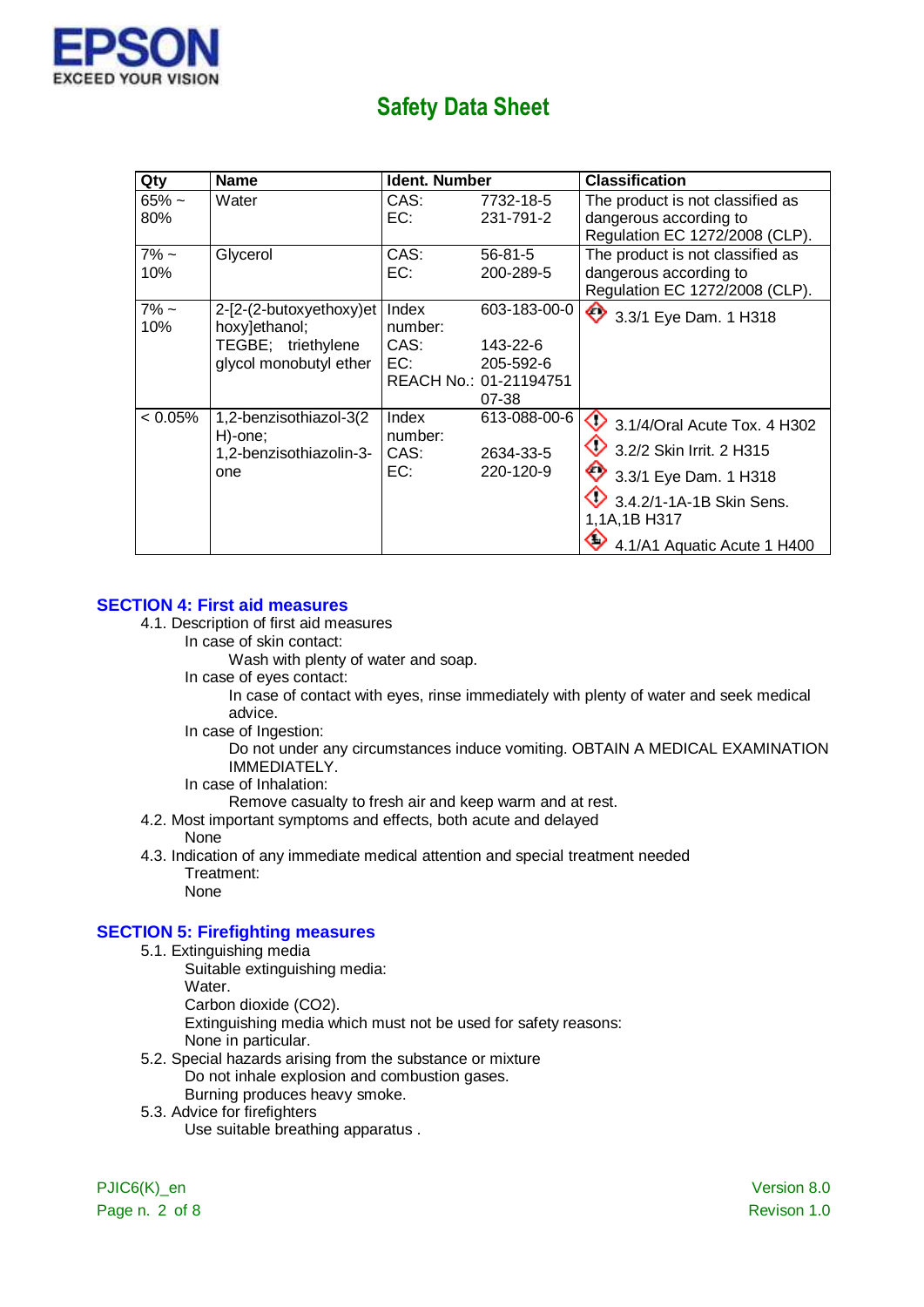| Qty | Name | Ident. Number | | Classification |
|---|---|---|---|---|
| 65% ~ 80% | Water | CAS:<br>EC: | 7732-18-5<br>231-791-2 | The product is not classified as dangerous according to Regulation EC 1272/2008 (CLP). |
| 7% ~ 10% | Glycerol | CAS:<br>EC: | 56-81-5<br>200-289-5 | The product is not classified as dangerous according to Regulation EC 1272/2008 (CLP). |
| 7% ~ 10% | 2-[2-(2-butoxyethoxy)ethoxy]ethanol; TEGBE; triethylene glycol monobutyl ether | Index number:<br>CAS:<br>EC:<br>REACH No.: | 603-183-00-0<br>143-22-6<br>205-592-6<br>01-2119475107-38 | 3.3/1 Eye Dam. 1 H318 |
| < 0.05% | 1,2-benzisothiazol-3(2H)-one; 1,2-benzisothiazolin-3-one | Index number:<br>CAS:<br>EC: | 613-088-00-6<br>2634-33-5<br>220-120-9 | 3.1/4/Oral Acute Tox. 4 H302<br>3.2/2 Skin Irrit. 2 H315<br>3.3/1 Eye Dam. 1 H318<br>3.4.2/1-1A-1B Skin Sens. 1,1A,1B H317<br>4.1/A1 Aquatic Acute 1 H400 |

## SECTION 4: First aid measures

4.1. Description of first aid measures

In case of skin contact:

Wash with plenty of water and soap.

In case of eyes contact:

In case of contact with eyes, rinse immediately with plenty of water and seek medical advice.

In case of Ingestion:

Do not under any circumstances induce vomiting. OBTAIN A MEDICAL EXAMINATION IMMEDIATELY.

In case of Inhalation:

Remove casualty to fresh air and keep warm and at rest.

4.2. Most important symptoms and effects, both acute and delayed

None

4.3. Indication of any immediate medical attention and special treatment needed

Treatment:

None

## SECTION 5: Firefighting measures

5.1. Extinguishing media

Suitable extinguishing media:

Water.

Carbon dioxide ($CO_2$).

Extinguishing media which must not be used for safety reasons:

None in particular.

5.2. Special hazards arising from the substance or mixture

Do not inhale explosion and combustion gases.

Burning produces heavy smoke.

5.3. Advice for firefighters

Use suitable breathing apparatus .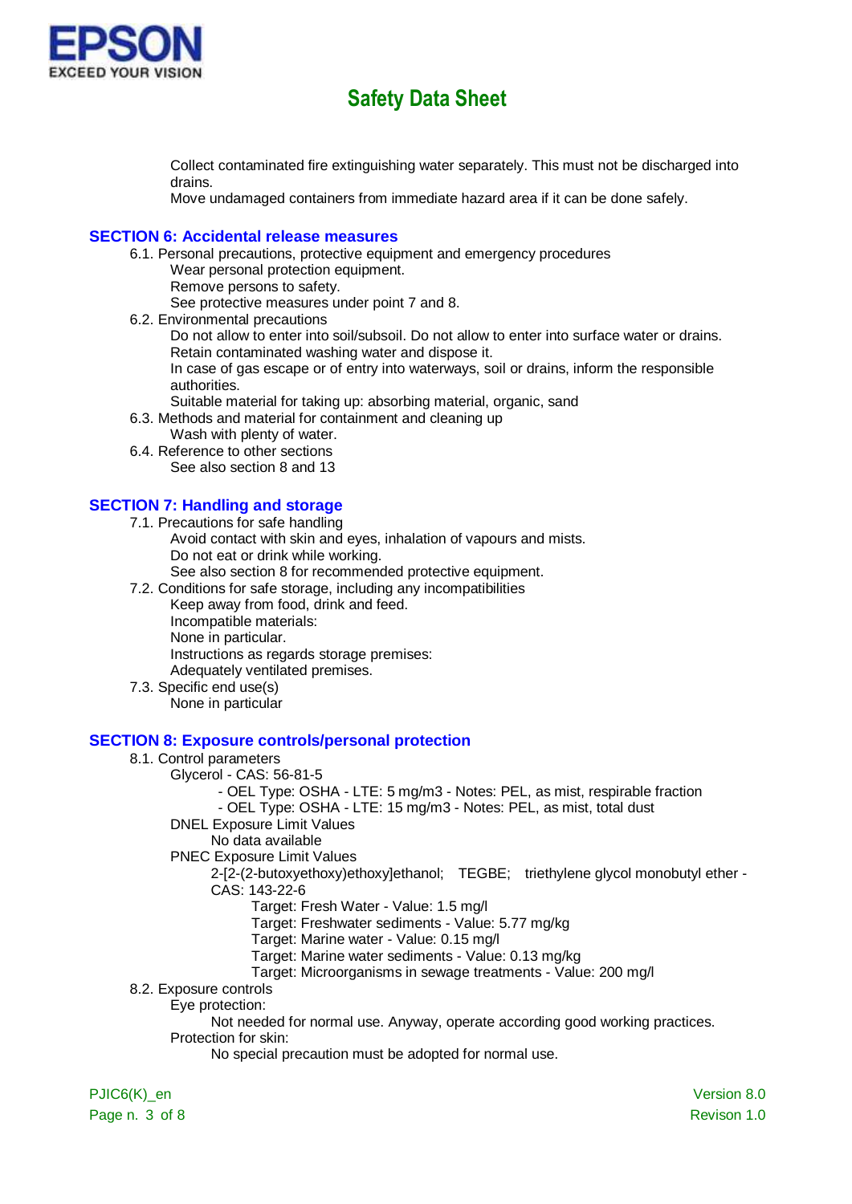Collect contaminated fire extinguishing water separately. This must not be discharged into drains.

Move undamaged containers from immediate hazard area if it can be done safely.

## SECTION 6: Accidental release measures

6.1. Personal precautions, protective equipment and emergency procedures

Wear personal protection equipment.
Remove persons to safety.
See protective measures under point 7 and 8.

6.2. Environmental precautions

Do not allow to enter into soil/subsoil. Do not allow to enter into surface water or drains.
Retain contaminated washing water and dispose it.
In case of gas escape or of entry into waterways, soil or drains, inform the responsible authorities.
Suitable material for taking up: absorbing material, organic, sand

6.3. Methods and material for containment and cleaning up

Wash with plenty of water.

6.4. Reference to other sections

See also section 8 and 13

## SECTION 7: Handling and storage

7.1. Precautions for safe handling

Avoid contact with skin and eyes, inhalation of vapours and mists.
Do not eat or drink while working.
See also section 8 for recommended protective equipment.

7.2. Conditions for safe storage, including any incompatibilities

Keep away from food, drink and feed.
Incompatible materials:
None in particular.
Instructions as regards storage premises:
Adequately ventilated premises.

7.3. Specific end use(s)

None in particular

## SECTION 8: Exposure controls/personal protection

8.1. Control parameters

Glycerol - CAS: 56-81-5

- OEL Type: OSHA - LTE: 5 mg/m3 - Notes: PEL, as mist, respirable fraction
- OEL Type: OSHA - LTE: 15 mg/m3 - Notes: PEL, as mist, total dust

DNEL Exposure Limit Values

No data available

PNEC Exposure Limit Values

2-[2-(2-butoxyethoxy)ethoxy]ethanol; TEGBE; triethylene glycol monobutyl ether - CAS: 143-22-6

Target: Fresh Water - Value: 1.5 mg/l
Target: Freshwater sediments - Value: 5.77 mg/kg
Target: Marine water - Value: 0.15 mg/l
Target: Marine water sediments - Value: 0.13 mg/kg
Target: Microorganisms in sewage treatments - Value: 200 mg/l

8.2. Exposure controls

Eye protection:

Not needed for normal use. Anyway, operate according good working practices.

Protection for skin:

No special precaution must be adopted for normal use.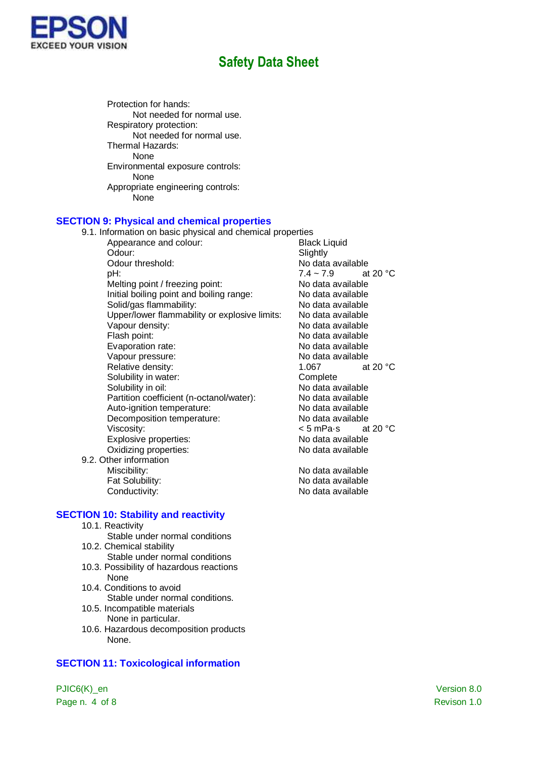Protection for hands:
Not needed for normal use.
Respiratory protection:
Not needed for normal use.
Thermal Hazards:
None
Environmental exposure controls:
None
Appropriate engineering controls:
None

## SECTION 9: Physical and chemical properties

9.1. Information on basic physical and chemical properties

| Property | Value | Condition |
|---|---|---|
| Appearance and colour: | Black Liquid | |
| Odour: | Slightly | |
| Odour threshold: | No data available | |
| pH: | 7.4 ~ 7.9 | at 20 °C |
| Melting point / freezing point: | No data available | |
| Initial boiling point and boiling range: | No data available | |
| Solid/gas flammability: | No data available | |
| Upper/lower flammability or explosive limits: | No data available | |
| Vapour density: | No data available | |
| Flash point: | No data available | |
| Evaporation rate: | No data available | |
| Vapour pressure: | No data available | |
| Relative density: | 1.067 | at 20 °C |
| Solubility in water: | Complete | |
| Solubility in oil: | No data available | |
| Partition coefficient (n-octanol/water): | No data available | |
| Auto-ignition temperature: | No data available | |
| Decomposition temperature: | No data available | |
| Viscosity: | < 5 mPa·s | at 20 °C |
| Explosive properties: | No data available | |
| Oxidizing properties: | No data available | |

9.2. Other information

| Property | Value |
|---|---|
| Miscibility: | No data available |
| Fat Solubility: | No data available |
| Conductivity: | No data available |

## SECTION 10: Stability and reactivity

10.1. Reactivity
Stable under normal conditions

10.2. Chemical stability
Stable under normal conditions

10.3. Possibility of hazardous reactions
None

10.4. Conditions to avoid
Stable under normal conditions.

10.5. Incompatible materials
None in particular.

10.6. Hazardous decomposition products
None.

## SECTION 11: Toxicological information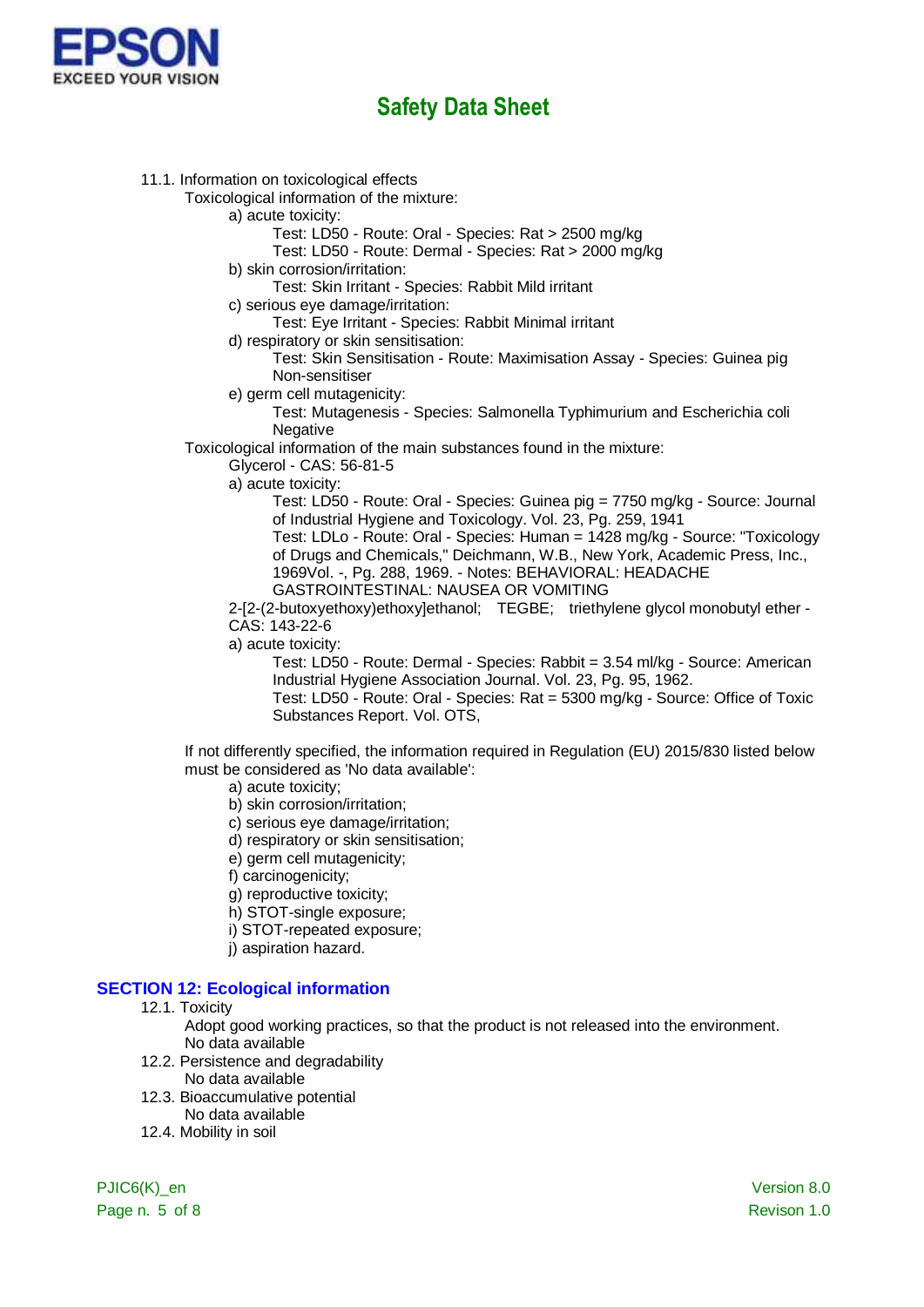11.1. Information on toxicological effects

Toxicological information of the mixture:

a) acute toxicity:

Test: LD50 - Route: Oral - Species: Rat > 2500 mg/kg
Test: LD50 - Route: Dermal - Species: Rat > 2000 mg/kg

b) skin corrosion/irritation:

Test: Skin Irritant - Species: Rabbit Mild irritant

c) serious eye damage/irritation:

Test: Eye Irritant - Species: Rabbit Minimal irritant

d) respiratory or skin sensitisation:

Test: Skin Sensitisation - Route: Maximisation Assay - Species: Guinea pig Non-sensitiser

e) germ cell mutagenicity:

Test: Mutagenesis - Species: Salmonella Typhimurium and Escherichia coli Negative

Toxicological information of the main substances found in the mixture:

Glycerol - CAS: 56-81-5

a) acute toxicity:

Test: LD50 - Route: Oral - Species: Guinea pig = 7750 mg/kg - Source: Journal of Industrial Hygiene and Toxicology. Vol. 23, Pg. 259, 1941
Test: LDLo - Route: Oral - Species: Human = 1428 mg/kg - Source: "Toxicology of Drugs and Chemicals," Deichmann, W.B., New York, Academic Press, Inc., 1969Vol. -, Pg. 288, 1969. - Notes: BEHAVIORAL: HEADACHE GASTROINTESTINAL: NAUSEA OR VOMITING

2-[2-(2-butoxyethoxy)ethoxy]ethanol; TEGBE; triethylene glycol monobutyl ether - CAS: 143-22-6

a) acute toxicity:

Test: LD50 - Route: Dermal - Species: Rabbit = 3.54 ml/kg - Source: American Industrial Hygiene Association Journal. Vol. 23, Pg. 95, 1962.
Test: LD50 - Route: Oral - Species: Rat = 5300 mg/kg - Source: Office of Toxic Substances Report. Vol. OTS,

If not differently specified, the information required in Regulation (EU) 2015/830 listed below must be considered as 'No data available':

a) acute toxicity;
b) skin corrosion/irritation;
c) serious eye damage/irritation;
d) respiratory or skin sensitisation;
e) germ cell mutagenicity;
f) carcinogenicity;
g) reproductive toxicity;
h) STOT-single exposure;
i) STOT-repeated exposure;
j) aspiration hazard.

## SECTION 12: Ecological information

12.1. Toxicity

Adopt good working practices, so that the product is not released into the environment.
No data available

12.2. Persistence and degradability

No data available

12.3. Bioaccumulative potential

No data available

12.4. Mobility in soil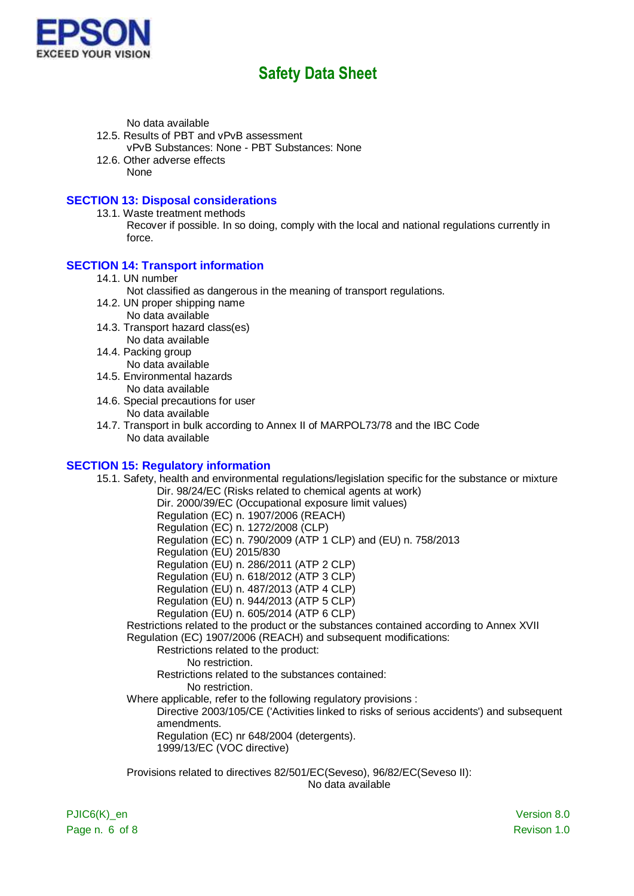No data available

12.5. Results of PBT and vPvB assessment

vPvB Substances: None - PBT Substances: None

12.6. Other adverse effects

None

## SECTION 13: Disposal considerations

13.1. Waste treatment methods

Recover if possible. In so doing, comply with the local and national regulations currently in force.

## SECTION 14: Transport information

14.1. UN number

Not classified as dangerous in the meaning of transport regulations.

14.2. UN proper shipping name

No data available

14.3. Transport hazard class(es)

No data available

14.4. Packing group

No data available

14.5. Environmental hazards

No data available

14.6. Special precautions for user

No data available

14.7. Transport in bulk according to Annex II of MARPOL73/78 and the IBC Code

No data available

## SECTION 15: Regulatory information

15.1. Safety, health and environmental regulations/legislation specific for the substance or mixture

- Dir. 98/24/EC (Risks related to chemical agents at work)
- Dir. 2000/39/EC (Occupational exposure limit values)
- Regulation (EC) n. 1907/2006 (REACH)
- Regulation (EC) n. 1272/2008 (CLP)
- Regulation (EC) n. 790/2009 (ATP 1 CLP) and (EU) n. 758/2013
- Regulation (EU) 2015/830
- Regulation (EU) n. 286/2011 (ATP 2 CLP)
- Regulation (EU) n. 618/2012 (ATP 3 CLP)
- Regulation (EU) n. 487/2013 (ATP 4 CLP)
- Regulation (EU) n. 944/2013 (ATP 5 CLP)
- Regulation (EU) n. 605/2014 (ATP 6 CLP)

Restrictions related to the product or the substances contained according to Annex XVII Regulation (EC) 1907/2006 (REACH) and subsequent modifications:

Restrictions related to the product:

No restriction.

Restrictions related to the substances contained:

No restriction.

Where applicable, refer to the following regulatory provisions :

- Directive 2003/105/CE ('Activities linked to risks of serious accidents') and subsequent amendments.
- Regulation (EC) nr 648/2004 (detergents).
- 1999/13/EC (VOC directive)

Provisions related to directives 82/501/EC(Seveso), 96/82/EC(Seveso II):

No data available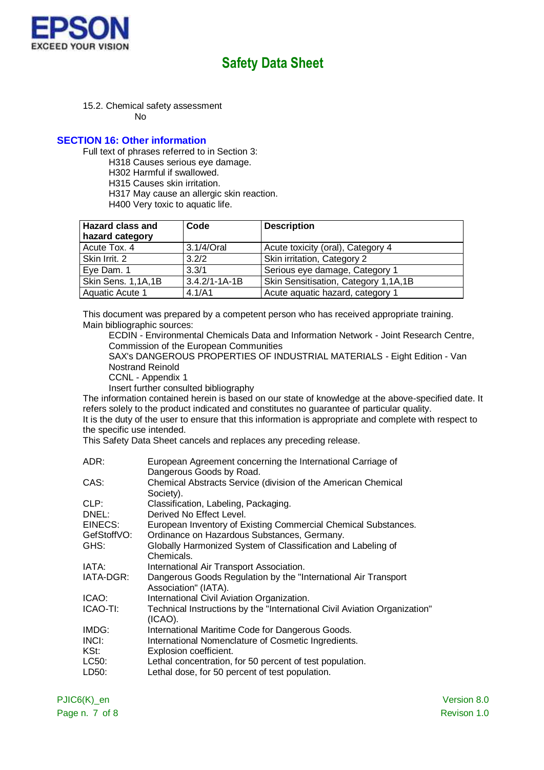15.2. Chemical safety assessment

No

## SECTION 16: Other information

Full text of phrases referred to in Section 3:

H318 Causes serious eye damage.
H302 Harmful if swallowed.
H315 Causes skin irritation.
H317 May cause an allergic skin reaction.
H400 Very toxic to aquatic life.

| Hazard class and hazard category | Code | Description |
|---|---|---|
| Acute Tox. 4 | 3.1/4/Oral | Acute toxicity (oral), Category 4 |
| Skin Irrit. 2 | 3.2/2 | Skin irritation, Category 2 |
| Eye Dam. 1 | 3.3/1 | Serious eye damage, Category 1 |
| Skin Sens. 1,1A,1B | 3.4.2/1-1A-1B | Skin Sensitisation, Category 1,1A,1B |
| Aquatic Acute 1 | 4.1/A1 | Acute aquatic hazard, category 1 |

This document was prepared by a competent person who has received appropriate training.

Main bibliographic sources:

ECDIN - Environmental Chemicals Data and Information Network - Joint Research Centre, Commission of the European Communities
SAX's DANGEROUS PROPERTIES OF INDUSTRIAL MATERIALS - Eight Edition - Van Nostrand Reinold
CCNL - Appendix 1
Insert further consulted bibliography

The information contained herein is based on our state of knowledge at the above-specified date. It refers solely to the product indicated and constitutes no guarantee of particular quality.

It is the duty of the user to ensure that this information is appropriate and complete with respect to the specific use intended.

This Safety Data Sheet cancels and replaces any preceding release.

ADR: European Agreement concerning the International Carriage of Dangerous Goods by Road.
CAS: Chemical Abstracts Service (division of the American Chemical Society).
CLP: Classification, Labeling, Packaging.
DNEL: Derived No Effect Level.
EINECS: European Inventory of Existing Commercial Chemical Substances.
GefStoffVO: Ordinance on Hazardous Substances, Germany.
GHS: Globally Harmonized System of Classification and Labeling of Chemicals.
IATA: International Air Transport Association.
IATA-DGR: Dangerous Goods Regulation by the "International Air Transport Association" (IATA).
ICAO: International Civil Aviation Organization.
ICAO-TI: Technical Instructions by the "International Civil Aviation Organization" (ICAO).
IMDG: International Maritime Code for Dangerous Goods.
INCI: International Nomenclature of Cosmetic Ingredients.
KSt: Explosion coefficient.
LC50: Lethal concentration, for 50 percent of test population.
LD50: Lethal dose, for 50 percent of test population.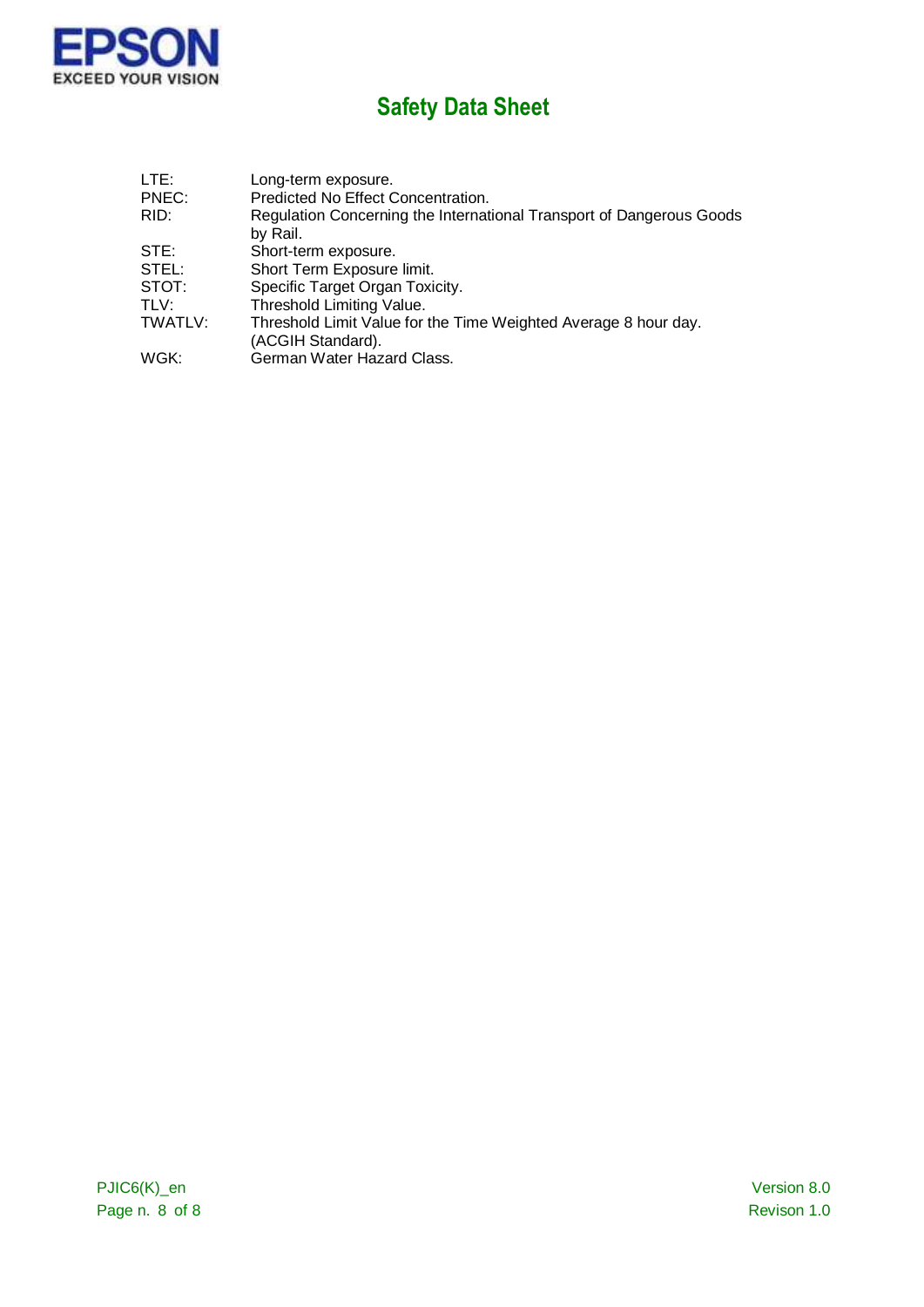| | |
|---|---|
| LTE: | Long-term exposure. |
| PNEC: | Predicted No Effect Concentration. |
| RID: | Regulation Concerning the International Transport of Dangerous Goods by Rail. |
| STE: | Short-term exposure. |
| STEL: | Short Term Exposure limit. |
| STOT: | Specific Target Organ Toxicity. |
| TLV: | Threshold Limiting Value. |
| TWATLV: | Threshold Limit Value for the Time Weighted Average 8 hour day. (ACGIH Standard). |
| WGK: | German Water Hazard Class. |